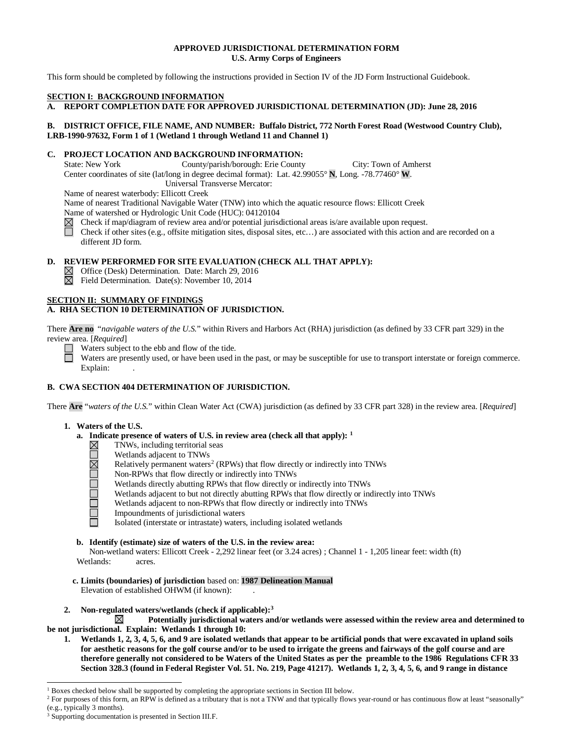**APPROVED JURISDICTIONAL DETERMINATION FORM**
**U.S. Army Corps of Engineers**

This form should be completed by following the instructions provided in Section IV of the JD Form Instructional Guidebook.

**SECTION I: BACKGROUND INFORMATION**

**A. REPORT COMPLETION DATE FOR APPROVED JURISDICTIONAL DETERMINATION (JD): June 28, 2016**

**B. DISTRICT OFFICE, FILE NAME, AND NUMBER: Buffalo District, 772 North Forest Road (Westwood Country Club), LRB-1990-97632, Form 1 of 1 (Wetland 1 through Wetland 11 and Channel 1)**

**C. PROJECT LOCATION AND BACKGROUND INFORMATION:**

State: New York County/parish/borough: Erie County City: Town of Amherst
Center coordinates of site (lat/long in degree decimal format): Lat. 42.99055° **N**, Long. -78.77460° **W**.
Universal Transverse Mercator:
Name of nearest waterbody: Ellicott Creek
Name of nearest Traditional Navigable Water (TNW) into which the aquatic resource flows: Ellicott Creek
Name of watershed or Hydrologic Unit Code (HUC): 04120104

☒ Check if map/diagram of review area and/or potential jurisdictional areas is/are available upon request.
☐ Check if other sites (e.g., offsite mitigation sites, disposal sites, etc…) are associated with this action and are recorded on a different JD form.

**D. REVIEW PERFORMED FOR SITE EVALUATION (CHECK ALL THAT APPLY):**

☒ Office (Desk) Determination. Date: March 29, 2016
☒ Field Determination. Date(s): November 10, 2014

**SECTION II: SUMMARY OF FINDINGS**

**A. RHA SECTION 10 DETERMINATION OF JURISDICTION.**

There **Are no** "*navigable waters of the U.S.*" within Rivers and Harbors Act (RHA) jurisdiction (as defined by 33 CFR part 329) in the review area. [*Required*]

☐ Waters subject to the ebb and flow of the tide.
☐ Waters are presently used, or have been used in the past, or may be susceptible for use to transport interstate or foreign commerce. Explain: .

**B. CWA SECTION 404 DETERMINATION OF JURISDICTION.**

There **Are** "*waters of the U.S.*" within Clean Water Act (CWA) jurisdiction (as defined by 33 CFR part 328) in the review area. [*Required*]

**1. Waters of the U.S.**

**a. Indicate presence of waters of U.S. in review area (check all that apply):** [1]

☒ TNWs, including territorial seas
☐ Wetlands adjacent to TNWs
☒ Relatively permanent waters[2] (RPWs) that flow directly or indirectly into TNWs
☐ Non-RPWs that flow directly or indirectly into TNWs
☐ Wetlands directly abutting RPWs that flow directly or indirectly into TNWs
☐ Wetlands adjacent to but not directly abutting RPWs that flow directly or indirectly into TNWs
☐ Wetlands adjacent to non-RPWs that flow directly or indirectly into TNWs
☐ Impoundments of jurisdictional waters
☐ Isolated (interstate or intrastate) waters, including isolated wetlands

**b. Identify (estimate) size of waters of the U.S. in the review area:**

Non-wetland waters: Ellicott Creek - 2,292 linear feet (or 3.24 acres) ; Channel 1 - 1,205 linear feet: width (ft)
Wetlands: acres.

**c. Limits (boundaries) of jurisdiction** based on: **1987 Delineation Manual**
Elevation of established OHWM (if known): .

**2. Non-regulated waters/wetlands (check if applicable):**[3]

☒ **Potentially jurisdictional waters and/or wetlands were assessed within the review area and determined to be not jurisdictional. Explain: Wetlands 1 through 10:**

1. **Wetlands 1, 2, 3, 4, 5, 6, and 9 are isolated wetlands that appear to be artificial ponds that were excavated in upland soils for aesthetic reasons for the golf course and/or to be used to irrigate the greens and fairways of the golf course and are therefore generally not considered to be Waters of the United States as per the preamble to the 1986 Regulations CFR 33 Section 328.3 (found in Federal Register Vol. 51. No. 219, Page 41217). Wetlands 1, 2, 3, 4, 5, 6, and 9 range in distance**

---

[1] Boxes checked below shall be supported by completing the appropriate sections in Section III below.
[2] For purposes of this form, an RPW is defined as a tributary that is not a TNW and that typically flows year-round or has continuous flow at least "seasonally" (e.g., typically 3 months).
[3] Supporting documentation is presented in Section III.F.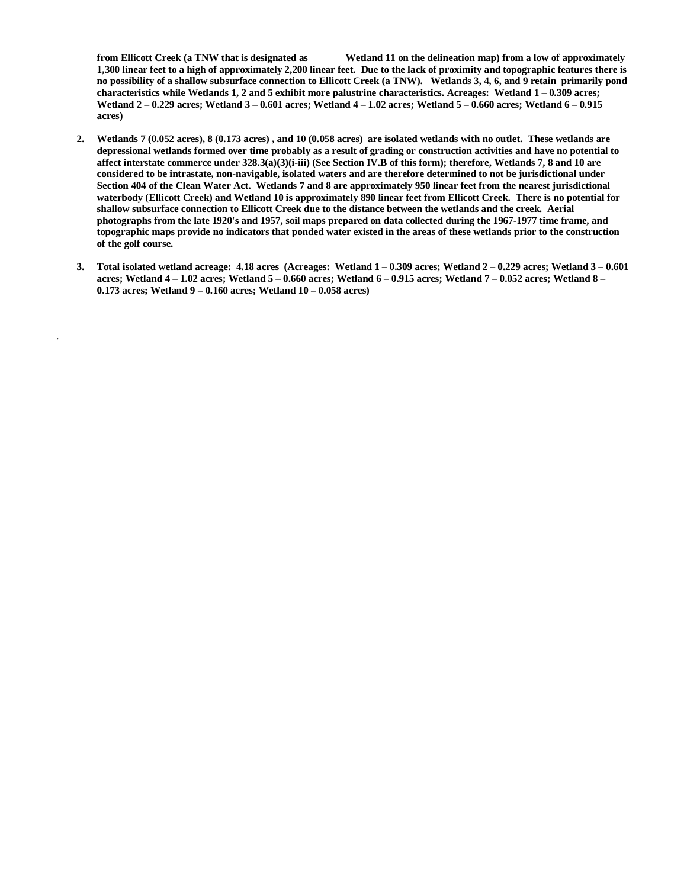**from Ellicott Creek (a TNW that is designated as Wetland 11 on the delineation map) from a low of approximately 1,300 linear feet to a high of approximately 2,200 linear feet. Due to the lack of proximity and topographic features there is no possibility of a shallow subsurface connection to Ellicott Creek (a TNW). Wetlands 3, 4, 6, and 9 retain primarily pond characteristics while Wetlands 1, 2 and 5 exhibit more palustrine characteristics. Acreages: Wetland 1 – 0.309 acres; Wetland 2 – 0.229 acres; Wetland 3 – 0.601 acres; Wetland 4 – 1.02 acres; Wetland 5 – 0.660 acres; Wetland 6 – 0.915 acres)**

2. **Wetlands 7 (0.052 acres), 8 (0.173 acres) , and 10 (0.058 acres) are isolated wetlands with no outlet. These wetlands are depressional wetlands formed over time probably as a result of grading or construction activities and have no potential to affect interstate commerce under 328.3(a)(3)(i-iii) (See Section IV.B of this form); therefore, Wetlands 7, 8 and 10 are considered to be intrastate, non-navigable, isolated waters and are therefore determined to not be jurisdictional under Section 404 of the Clean Water Act. Wetlands 7 and 8 are approximately 950 linear feet from the nearest jurisdictional waterbody (Ellicott Creek) and Wetland 10 is approximately 890 linear feet from Ellicott Creek. There is no potential for shallow subsurface connection to Ellicott Creek due to the distance between the wetlands and the creek. Aerial photographs from the late 1920's and 1957, soil maps prepared on data collected during the 1967-1977 time frame, and topographic maps provide no indicators that ponded water existed in the areas of these wetlands prior to the construction of the golf course.**

3. **Total isolated wetland acreage: 4.18 acres (Acreages: Wetland 1 – 0.309 acres; Wetland 2 – 0.229 acres; Wetland 3 – 0.601 acres; Wetland 4 – 1.02 acres; Wetland 5 – 0.660 acres; Wetland 6 – 0.915 acres; Wetland 7 – 0.052 acres; Wetland 8 – 0.173 acres; Wetland 9 – 0.160 acres; Wetland 10 – 0.058 acres)**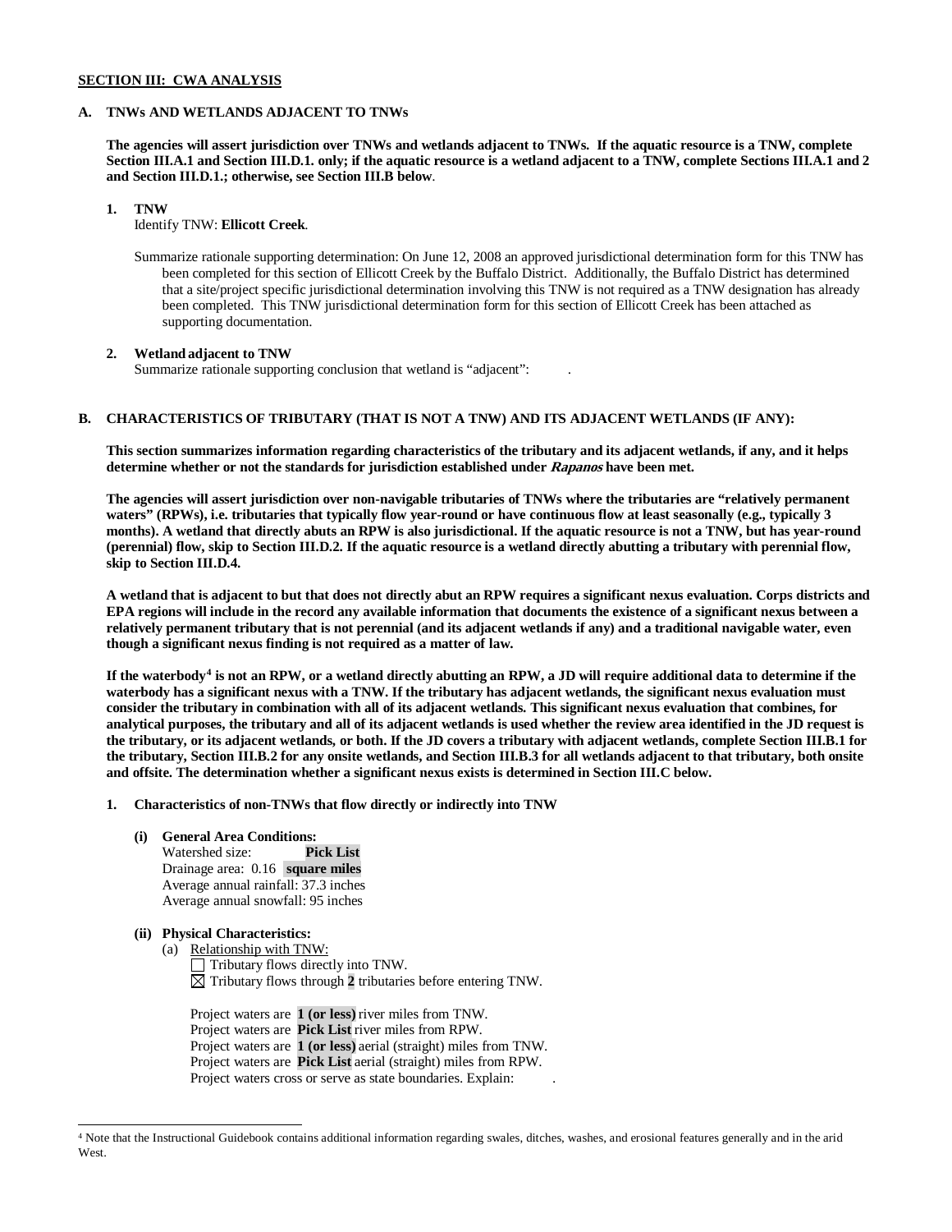**SECTION III: CWA ANALYSIS**

**A. TNWs AND WETLANDS ADJACENT TO TNWs**

**The agencies will assert jurisdiction over TNWs and wetlands adjacent to TNWs. If the aquatic resource is a TNW, complete Section III.A.1 and Section III.D.1. only; if the aquatic resource is a wetland adjacent to a TNW, complete Sections III.A.1 and 2 and Section III.D.1.; otherwise, see Section III.B below**.

**1. TNW**

Identify TNW: **Ellicott Creek**.

Summarize rationale supporting determination: On June 12, 2008 an approved jurisdictional determination form for this TNW has been completed for this section of Ellicott Creek by the Buffalo District. Additionally, the Buffalo District has determined that a site/project specific jurisdictional determination involving this TNW is not required as a TNW designation has already been completed. This TNW jurisdictional determination form for this section of Ellicott Creek has been attached as supporting documentation.

**2. Wetland adjacent to TNW**

Summarize rationale supporting conclusion that wetland is "adjacent": .

**B. CHARACTERISTICS OF TRIBUTARY (THAT IS NOT A TNW) AND ITS ADJACENT WETLANDS (IF ANY):**

**This section summarizes information regarding characteristics of the tributary and its adjacent wetlands, if any, and it helps determine whether or not the standards for jurisdiction established under *Rapanos* have been met.**

**The agencies will assert jurisdiction over non-navigable tributaries of TNWs where the tributaries are "relatively permanent waters" (RPWs), i.e. tributaries that typically flow year-round or have continuous flow at least seasonally (e.g., typically 3 months). A wetland that directly abuts an RPW is also jurisdictional. If the aquatic resource is not a TNW, but has year-round (perennial) flow, skip to Section III.D.2. If the aquatic resource is a wetland directly abutting a tributary with perennial flow, skip to Section III.D.4.**

**A wetland that is adjacent to but that does not directly abut an RPW requires a significant nexus evaluation. Corps districts and EPA regions will include in the record any available information that documents the existence of a significant nexus between a relatively permanent tributary that is not perennial (and its adjacent wetlands if any) and a traditional navigable water, even though a significant nexus finding is not required as a matter of law.**

**If the waterbody[4] is not an RPW, or a wetland directly abutting an RPW, a JD will require additional data to determine if the waterbody has a significant nexus with a TNW. If the tributary has adjacent wetlands, the significant nexus evaluation must consider the tributary in combination with all of its adjacent wetlands. This significant nexus evaluation that combines, for analytical purposes, the tributary and all of its adjacent wetlands is used whether the review area identified in the JD request is the tributary, or its adjacent wetlands, or both. If the JD covers a tributary with adjacent wetlands, complete Section III.B.1 for the tributary, Section III.B.2 for any onsite wetlands, and Section III.B.3 for all wetlands adjacent to that tributary, both onsite and offsite. The determination whether a significant nexus exists is determined in Section III.C below.**

**1. Characteristics of non-TNWs that flow directly or indirectly into TNW**

**(i) General Area Conditions:**

Watershed size: **Pick List**
Drainage area: 0.16 **square miles**
Average annual rainfall: 37.3 inches
Average annual snowfall: 95 inches

**(ii) Physical Characteristics:**

(a) Relationship with TNW:

☐ Tributary flows directly into TNW.
☒ Tributary flows through **2** tributaries before entering TNW.

Project waters are **1 (or less)** river miles from TNW.
Project waters are **Pick List** river miles from RPW.
Project waters are **1 (or less)** aerial (straight) miles from TNW.
Project waters are **Pick List** aerial (straight) miles from RPW.
Project waters cross or serve as state boundaries. Explain: .

[4] Note that the Instructional Guidebook contains additional information regarding swales, ditches, washes, and erosional features generally and in the arid West.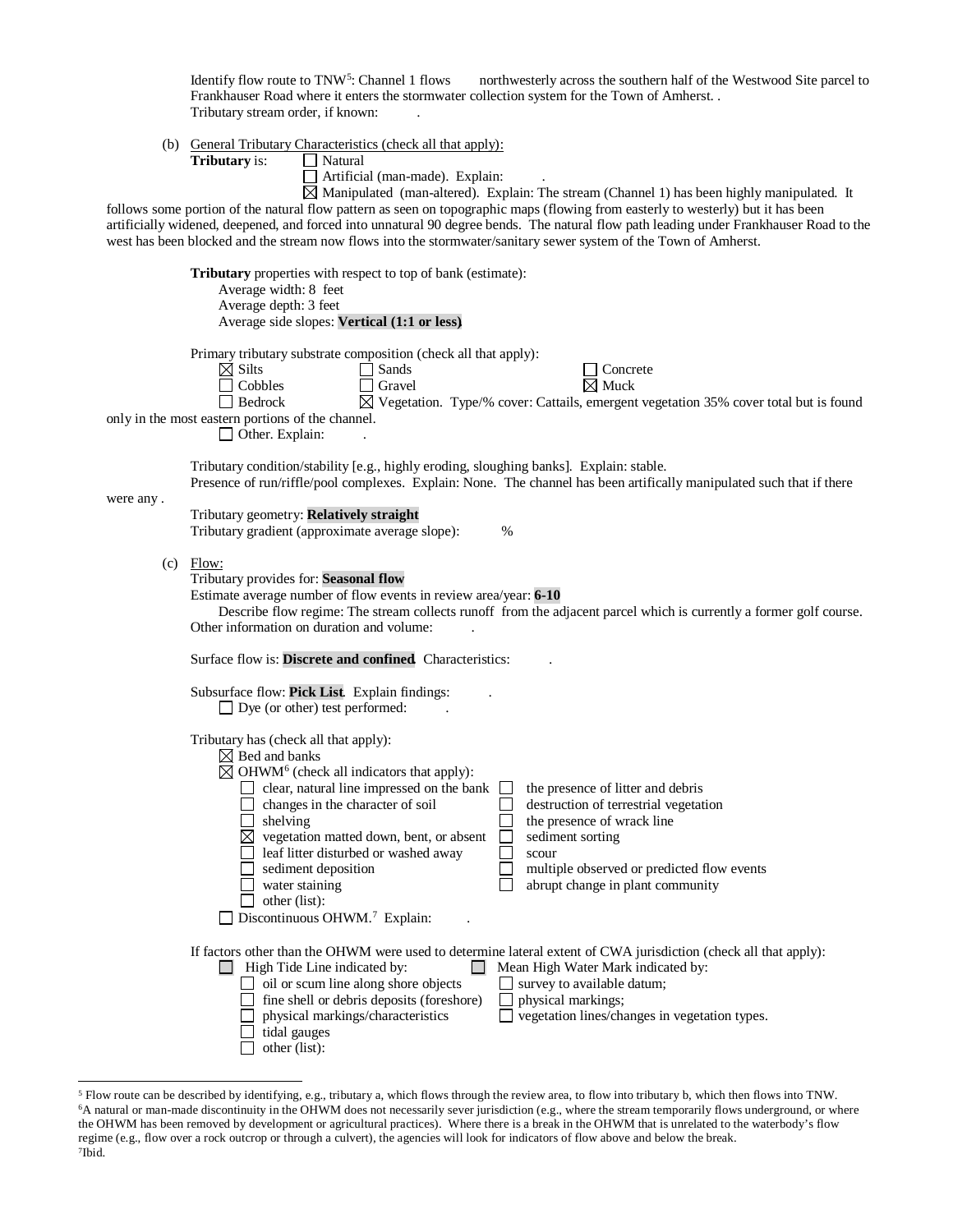Identify flow route to TNW[5]: Channel 1 flows northwesterly across the southern half of the Westwood Site parcel to Frankhauser Road where it enters the stormwater collection system for the Town of Amherst. .
Tributary stream order, if known: .

(b) General Tributary Characteristics (check all that apply):

**Tributary** is:
- ☐ Natural
- ☐ Artificial (man-made). Explain: .
- ☒ Manipulated (man-altered). Explain: The stream (Channel 1) has been highly manipulated. It follows some portion of the natural flow pattern as seen on topographic maps (flowing from easterly to westerly) but it has been artificially widened, deepened, and forced into unnatural 90 degree bends. The natural flow path leading under Frankhauser Road to the west has been blocked and the stream now flows into the stormwater/sanitary sewer system of the Town of Amherst.

**Tributary** properties with respect to top of bank (estimate):
- Average width: 8 feet
- Average depth: 3 feet
- Average side slopes: **Vertical (1:1 or less)**.

Primary tributary substrate composition (check all that apply):

- ☒ Silts
- ☐ Sands
- ☐ Concrete
- ☐ Cobbles
- ☐ Gravel
- ☒ Muck
- ☐ Bedrock
- ☒ Vegetation. Type/% cover: Cattails, emergent vegetation 35% cover total but is found only in the most eastern portions of the channel.
- ☐ Other. Explain: .

Tributary condition/stability [e.g., highly eroding, sloughing banks]. Explain: stable.
Presence of run/riffle/pool complexes. Explain: None. The channel has been artifically manipulated such that if there were any .
Tributary geometry: **Relatively straight**
Tributary gradient (approximate average slope): %

(c) Flow:

Tributary provides for: **Seasonal flow**
Estimate average number of flow events in review area/year: **6-10**
Describe flow regime: The stream collects runoff from the adjacent parcel which is currently a former golf course.
Other information on duration and volume: .

Surface flow is: **Discrete and confined**. Characteristics: .

Subsurface flow: **Pick List**. Explain findings: .
- ☐ Dye (or other) test performed: .

Tributary has (check all that apply):
- ☒ Bed and banks
- ☒ OHWM[6] (check all indicators that apply):
  - ☐ clear, natural line impressed on the bank
  - ☐ changes in the character of soil
  - ☐ shelving
  - ☒ vegetation matted down, bent, or absent
  - ☐ leaf litter disturbed or washed away
  - ☐ sediment deposition
  - ☐ water staining
  - ☐ other (list):
  - ☐ the presence of litter and debris
  - ☐ destruction of terrestrial vegetation
  - ☐ the presence of wrack line
  - ☐ sediment sorting
  - ☐ scour
  - ☐ multiple observed or predicted flow events
  - ☐ abrupt change in plant community
- ☐ Discontinuous OHWM.[7] Explain: .

If factors other than the OHWM were used to determine lateral extent of CWA jurisdiction (check all that apply):
- ☐ High Tide Line indicated by:
  - ☐ oil or scum line along shore objects
  - ☐ fine shell or debris deposits (foreshore)
  - ☐ physical markings/characteristics
  - ☐ tidal gauges
  - ☐ other (list):
- ☐ Mean High Water Mark indicated by:
  - ☐ survey to available datum;
  - ☐ physical markings;
  - ☐ vegetation lines/changes in vegetation types.

---

[5] Flow route can be described by identifying, e.g., tributary a, which flows through the review area, to flow into tributary b, which then flows into TNW.
[6] A natural or man-made discontinuity in the OHWM does not necessarily sever jurisdiction (e.g., where the stream temporarily flows underground, or where the OHWM has been removed by development or agricultural practices). Where there is a break in the OHWM that is unrelated to the waterbody's flow regime (e.g., flow over a rock outcrop or through a culvert), the agencies will look for indicators of flow above and below the break.
[7] Ibid.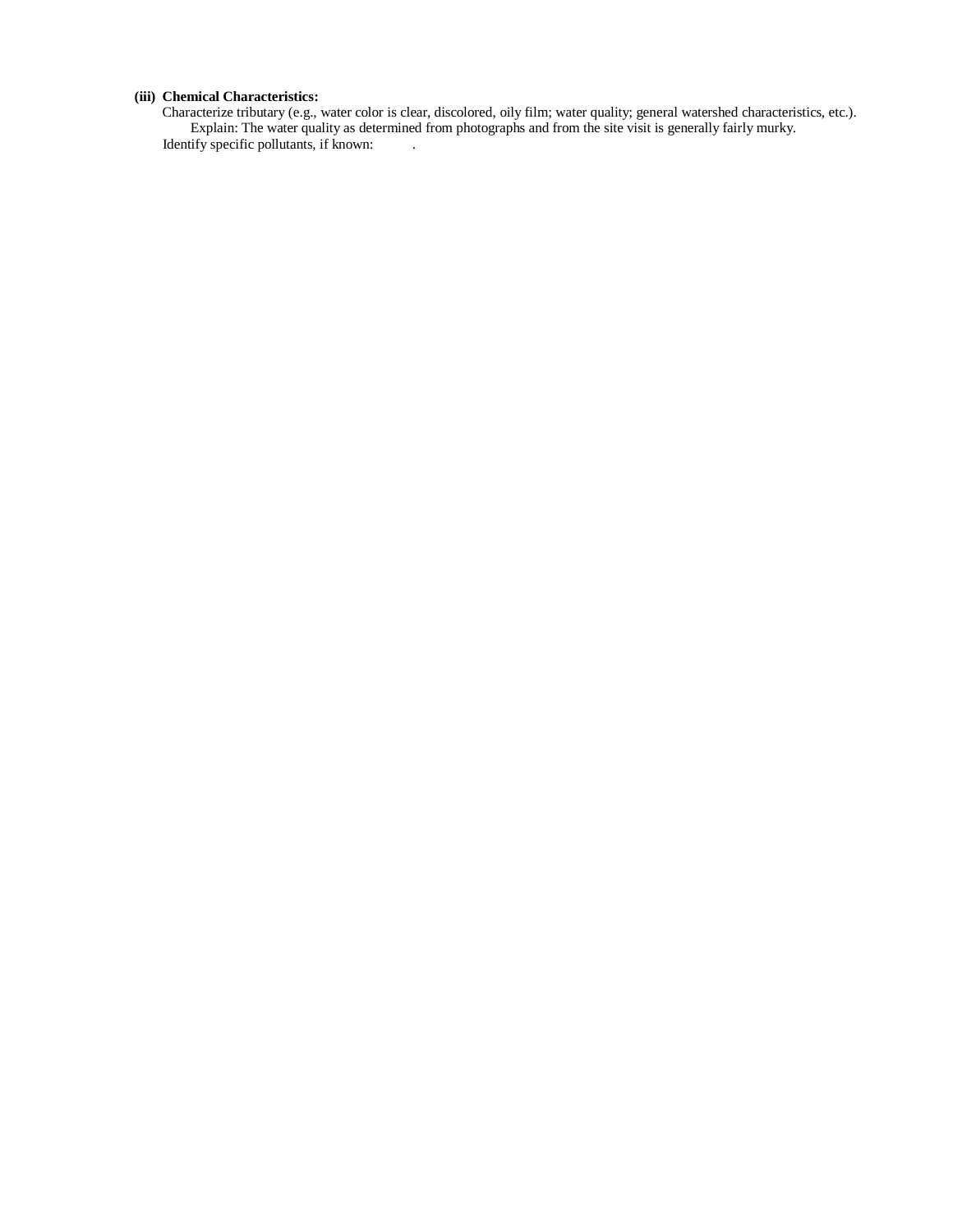**(iii) Chemical Characteristics:**

Characterize tributary (e.g., water color is clear, discolored, oily film; water quality; general watershed characteristics, etc.).

Explain: The water quality as determined from photographs and from the site visit is generally fairly murky.

Identify specific pollutants, if known: .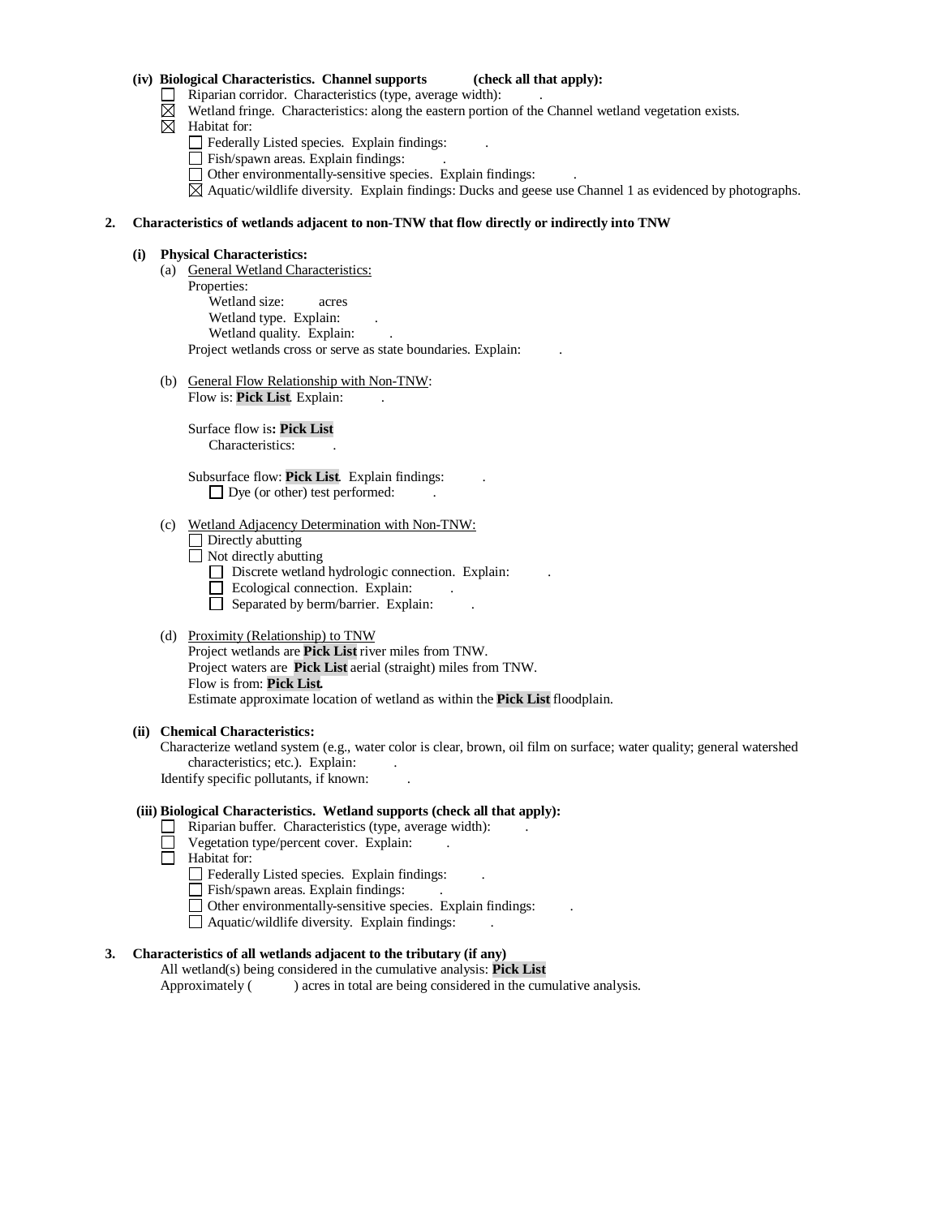**(iv) Biological Characteristics. Channel supports (check all that apply):**

- ☐ Riparian corridor. Characteristics (type, average width): .
- ☒ Wetland fringe. Characteristics: along the eastern portion of the Channel wetland vegetation exists.
- ☒ Habitat for:
  - ☐ Federally Listed species. Explain findings: .
  - ☐ Fish/spawn areas. Explain findings: .
  - ☐ Other environmentally-sensitive species. Explain findings: .
  - ☒ Aquatic/wildlife diversity. Explain findings: Ducks and geese use Channel 1 as evidenced by photographs.

**2. Characteristics of wetlands adjacent to non-TNW that flow directly or indirectly into TNW**

**(i) Physical Characteristics:**

(a) General Wetland Characteristics:

Properties:

Wetland size: acres

Wetland type. Explain: .

Wetland quality. Explain: .

Project wetlands cross or serve as state boundaries. Explain: .

(b) General Flow Relationship with Non-TNW:

Flow is: **Pick List**. Explain: .

Surface flow is**: Pick List**

Characteristics: .

Subsurface flow: **Pick List**. Explain findings: .

☐ Dye (or other) test performed: .

(c) Wetland Adjacency Determination with Non-TNW:

- ☐ Directly abutting
- ☐ Not directly abutting
  - ☐ Discrete wetland hydrologic connection. Explain: .
  - ☐ Ecological connection. Explain: .
  - ☐ Separated by berm/barrier. Explain: .

(d) Proximity (Relationship) to TNW

Project wetlands are **Pick List** river miles from TNW.

Project waters are **Pick List** aerial (straight) miles from TNW.

Flow is from: **Pick List.**

Estimate approximate location of wetland as within the **Pick List** floodplain.

**(ii) Chemical Characteristics:**

Characterize wetland system (e.g., water color is clear, brown, oil film on surface; water quality; general watershed characteristics; etc.). Explain: .

Identify specific pollutants, if known: .

**(iii) Biological Characteristics. Wetland supports (check all that apply):**

- ☐ Riparian buffer. Characteristics (type, average width): .
- ☐ Vegetation type/percent cover. Explain: .
- ☐ Habitat for:
  - ☐ Federally Listed species. Explain findings: .
  - ☐ Fish/spawn areas. Explain findings: .
  - ☐ Other environmentally-sensitive species. Explain findings: .
  - ☐ Aquatic/wildlife diversity. Explain findings: .

**3. Characteristics of all wetlands adjacent to the tributary (if any)**

All wetland(s) being considered in the cumulative analysis: **Pick List**

Approximately ( ) acres in total are being considered in the cumulative analysis.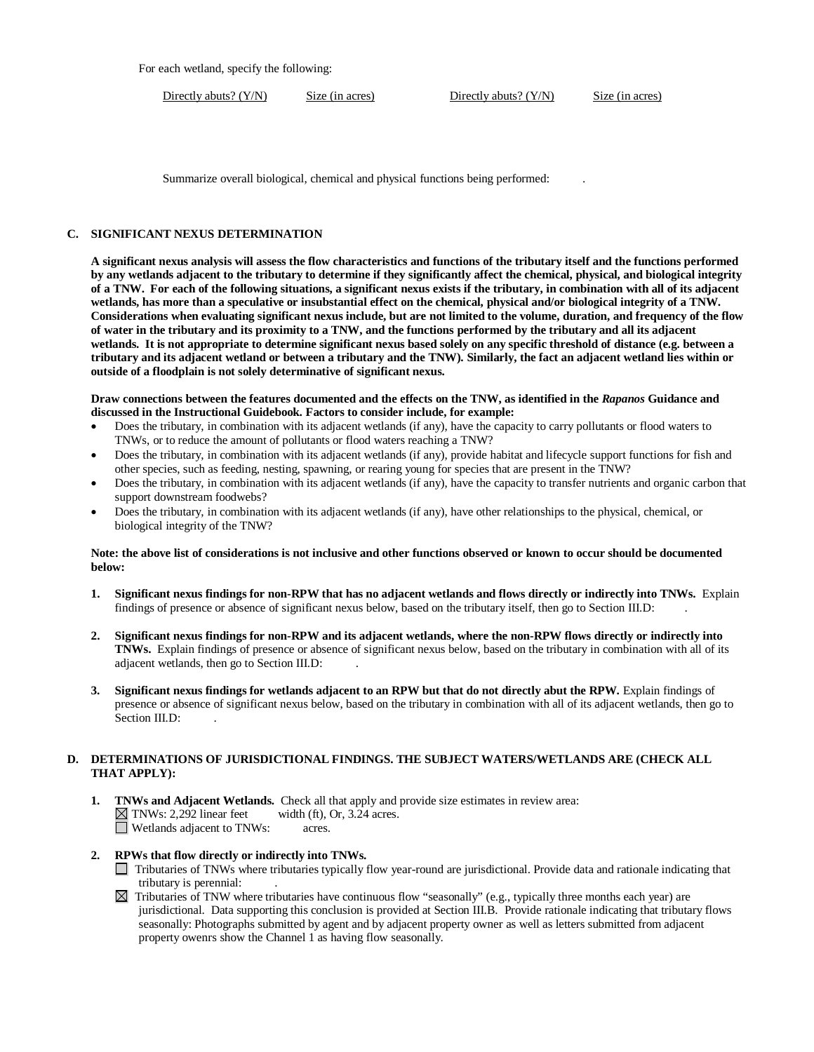For each wetland, specify the following:

| Directly abuts? (Y/N) | Size (in acres) | Directly abuts? (Y/N) | Size (in acres) |
|---|---|---|---|

Summarize overall biological, chemical and physical functions being performed: .

**C. SIGNIFICANT NEXUS DETERMINATION**

**A significant nexus analysis will assess the flow characteristics and functions of the tributary itself and the functions performed by any wetlands adjacent to the tributary to determine if they significantly affect the chemical, physical, and biological integrity of a TNW. For each of the following situations, a significant nexus exists if the tributary, in combination with all of its adjacent wetlands, has more than a speculative or insubstantial effect on the chemical, physical and/or biological integrity of a TNW. Considerations when evaluating significant nexus include, but are not limited to the volume, duration, and frequency of the flow of water in the tributary and its proximity to a TNW, and the functions performed by the tributary and all its adjacent wetlands. It is not appropriate to determine significant nexus based solely on any specific threshold of distance (e.g. between a tributary and its adjacent wetland or between a tributary and the TNW). Similarly, the fact an adjacent wetland lies within or outside of a floodplain is not solely determinative of significant nexus.**

**Draw connections between the features documented and the effects on the TNW, as identified in the *Rapanos* Guidance and discussed in the Instructional Guidebook. Factors to consider include, for example:**

- Does the tributary, in combination with its adjacent wetlands (if any), have the capacity to carry pollutants or flood waters to TNWs, or to reduce the amount of pollutants or flood waters reaching a TNW?
- Does the tributary, in combination with its adjacent wetlands (if any), provide habitat and lifecycle support functions for fish and other species, such as feeding, nesting, spawning, or rearing young for species that are present in the TNW?
- Does the tributary, in combination with its adjacent wetlands (if any), have the capacity to transfer nutrients and organic carbon that support downstream foodwebs?
- Does the tributary, in combination with its adjacent wetlands (if any), have other relationships to the physical, chemical, or biological integrity of the TNW?

**Note: the above list of considerations is not inclusive and other functions observed or known to occur should be documented below:**

1. **Significant nexus findings for non-RPW that has no adjacent wetlands and flows directly or indirectly into TNWs.** Explain findings of presence or absence of significant nexus below, based on the tributary itself, then go to Section III.D: .

2. **Significant nexus findings for non-RPW and its adjacent wetlands, where the non-RPW flows directly or indirectly into TNWs.** Explain findings of presence or absence of significant nexus below, based on the tributary in combination with all of its adjacent wetlands, then go to Section III.D: .

3. **Significant nexus findings for wetlands adjacent to an RPW but that do not directly abut the RPW.** Explain findings of presence or absence of significant nexus below, based on the tributary in combination with all of its adjacent wetlands, then go to Section III.D: .

**D. DETERMINATIONS OF JURISDICTIONAL FINDINGS. THE SUBJECT WATERS/WETLANDS ARE (CHECK ALL THAT APPLY):**

1. **TNWs and Adjacent Wetlands.** Check all that apply and provide size estimates in review area:
   - ☒ TNWs: 2,292 linear feet width (ft), Or, 3.24 acres.
   - ☐ Wetlands adjacent to TNWs: acres.

2. **RPWs that flow directly or indirectly into TNWs.**
   - ☐ Tributaries of TNWs where tributaries typically flow year-round are jurisdictional. Provide data and rationale indicating that tributary is perennial: .
   - ☒ Tributaries of TNW where tributaries have continuous flow "seasonally" (e.g., typically three months each year) are jurisdictional. Data supporting this conclusion is provided at Section III.B. Provide rationale indicating that tributary flows seasonally: Photographs submitted by agent and by adjacent property owner as well as letters submitted from adjacent property owenrs show the Channel 1 as having flow seasonally.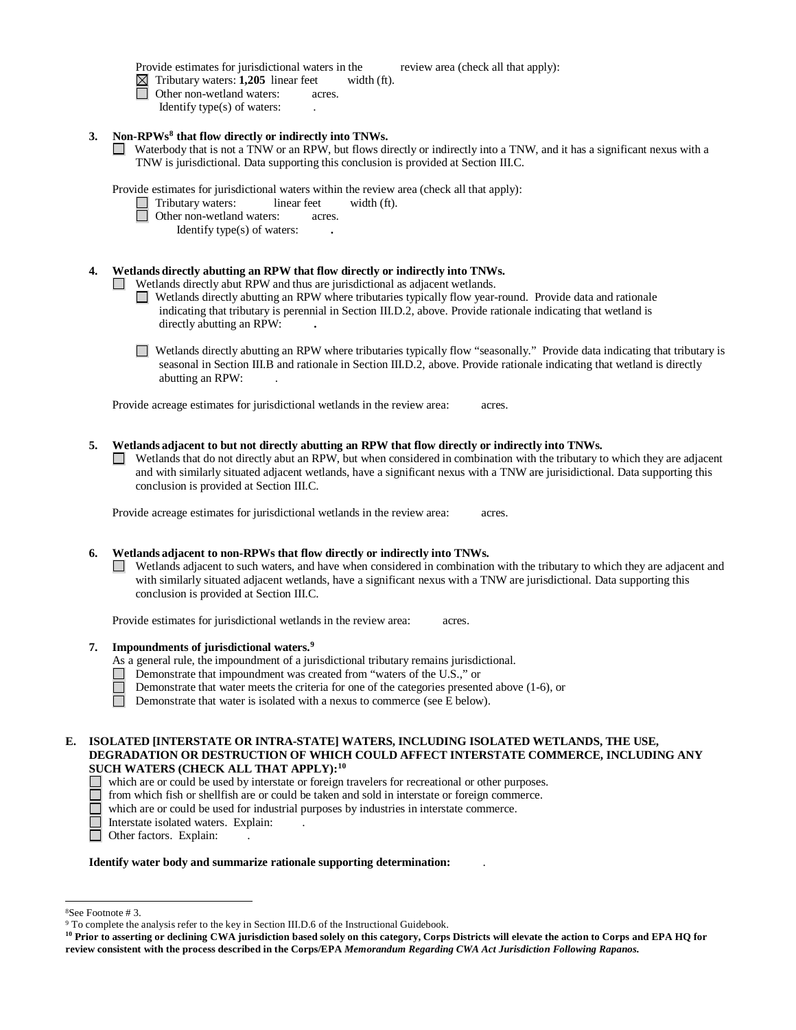Provide estimates for jurisdictional waters in the review area (check all that apply):

☒ Tributary waters: **1,205** linear feet width (ft).
☐ Other non-wetland waters: acres.
  Identify type(s) of waters: .

**3. Non-RPWs[8] that flow directly or indirectly into TNWs.**

☐ Waterbody that is not a TNW or an RPW, but flows directly or indirectly into a TNW, and it has a significant nexus with a TNW is jurisdictional. Data supporting this conclusion is provided at Section III.C.

Provide estimates for jurisdictional waters within the review area (check all that apply):

☐ Tributary waters: linear feet width (ft).
☐ Other non-wetland waters: acres.
  Identify type(s) of waters: **.**

**4. Wetlands directly abutting an RPW that flow directly or indirectly into TNWs.**

☐ Wetlands directly abut RPW and thus are jurisdictional as adjacent wetlands.

☐ Wetlands directly abutting an RPW where tributaries typically flow year-round. Provide data and rationale indicating that tributary is perennial in Section III.D.2, above. Provide rationale indicating that wetland is directly abutting an RPW: **.**

☐ Wetlands directly abutting an RPW where tributaries typically flow "seasonally." Provide data indicating that tributary is seasonal in Section III.B and rationale in Section III.D.2, above. Provide rationale indicating that wetland is directly abutting an RPW: .

Provide acreage estimates for jurisdictional wetlands in the review area: acres.

**5. Wetlands adjacent to but not directly abutting an RPW that flow directly or indirectly into TNWs.**

☐ Wetlands that do not directly abut an RPW, but when considered in combination with the tributary to which they are adjacent and with similarly situated adjacent wetlands, have a significant nexus with a TNW are jurisidictional. Data supporting this conclusion is provided at Section III.C.

Provide acreage estimates for jurisdictional wetlands in the review area: acres.

**6. Wetlands adjacent to non-RPWs that flow directly or indirectly into TNWs.**

☐ Wetlands adjacent to such waters, and have when considered in combination with the tributary to which they are adjacent and with similarly situated adjacent wetlands, have a significant nexus with a TNW are jurisdictional. Data supporting this conclusion is provided at Section III.C.

Provide estimates for jurisdictional wetlands in the review area: acres.

**7. Impoundments of jurisdictional waters.[9]**

As a general rule, the impoundment of a jurisdictional tributary remains jurisdictional.

☐ Demonstrate that impoundment was created from "waters of the U.S.," or
☐ Demonstrate that water meets the criteria for one of the categories presented above (1-6), or
☐ Demonstrate that water is isolated with a nexus to commerce (see E below).

**E. ISOLATED [INTERSTATE OR INTRA-STATE] WATERS, INCLUDING ISOLATED WETLANDS, THE USE, DEGRADATION OR DESTRUCTION OF WHICH COULD AFFECT INTERSTATE COMMERCE, INCLUDING ANY SUCH WATERS (CHECK ALL THAT APPLY):[10]**

☐ which are or could be used by interstate or foreign travelers for recreational or other purposes.
☐ from which fish or shellfish are or could be taken and sold in interstate or foreign commerce.
☐ which are or could be used for industrial purposes by industries in interstate commerce.
☐ Interstate isolated waters. Explain: .
☐ Other factors. Explain: .

**Identify water body and summarize rationale supporting determination:** .

---

[8]See Footnote # 3.

[9] To complete the analysis refer to the key in Section III.D.6 of the Instructional Guidebook.

**[10] Prior to asserting or declining CWA jurisdiction based solely on this category, Corps Districts will elevate the action to Corps and EPA HQ for review consistent with the process described in the Corps/EPA *Memorandum Regarding CWA Act Jurisdiction Following Rapanos.***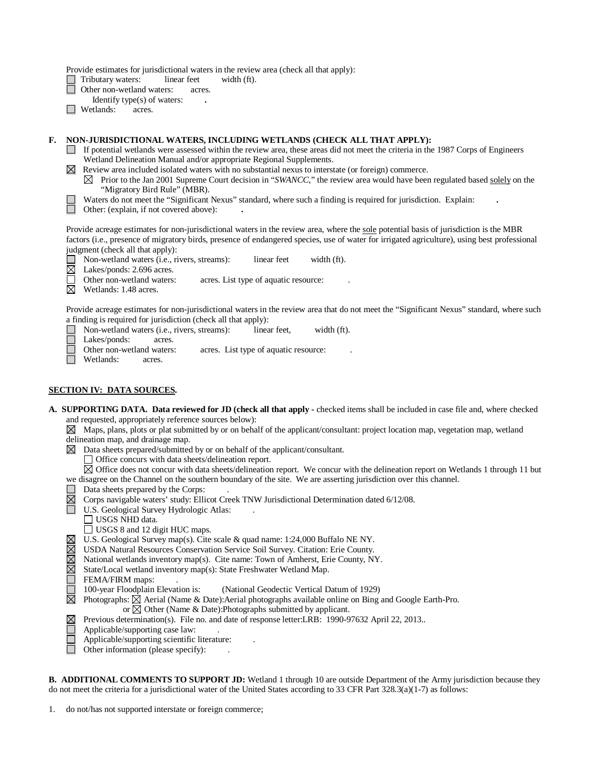Provide estimates for jurisdictional waters in the review area (check all that apply):

☐ Tributary waters: linear feet width (ft).

☐ Other non-wetland waters: acres.

Identify type(s) of waters: .

☐ Wetlands: acres.

**F. NON-JURISDICTIONAL WATERS, INCLUDING WETLANDS (CHECK ALL THAT APPLY):**

☐ If potential wetlands were assessed within the review area, these areas did not meet the criteria in the 1987 Corps of Engineers Wetland Delineation Manual and/or appropriate Regional Supplements.

☒ Review area included isolated waters with no substantial nexus to interstate (or foreign) commerce.

☒ Prior to the Jan 2001 Supreme Court decision in "*SWANCC*," the review area would have been regulated based solely on the "Migratory Bird Rule" (MBR).

☐ Waters do not meet the "Significant Nexus" standard, where such a finding is required for jurisdiction. Explain: .

☐ Other: (explain, if not covered above): .

Provide acreage estimates for non-jurisdictional waters in the review area, where the sole potential basis of jurisdiction is the MBR factors (i.e., presence of migratory birds, presence of endangered species, use of water for irrigated agriculture), using best professional judgment (check all that apply):

☐ Non-wetland waters (i.e., rivers, streams): linear feet width (ft).

☒ Lakes/ponds: 2.696 acres.

☐ Other non-wetland waters: acres. List type of aquatic resource: .

☒ Wetlands: 1.48 acres.

Provide acreage estimates for non-jurisdictional waters in the review area that do not meet the "Significant Nexus" standard, where such a finding is required for jurisdiction (check all that apply):

☐ Non-wetland waters (i.e., rivers, streams): linear feet, width (ft).

☐ Lakes/ponds: acres.

☐ Other non-wetland waters: acres. List type of aquatic resource: .

☐ Wetlands: acres.

## SECTION IV: DATA SOURCES.

**A. SUPPORTING DATA. Data reviewed for JD (check all that apply** - checked items shall be included in case file and, where checked and requested, appropriately reference sources below):

☒ Maps, plans, plots or plat submitted by or on behalf of the applicant/consultant: project location map, vegetation map, wetland delineation map, and drainage map.

☒ Data sheets prepared/submitted by or on behalf of the applicant/consultant.

☐ Office concurs with data sheets/delineation report.

☒ Office does not concur with data sheets/delineation report. We concur with the delineation report on Wetlands 1 through 11 but we disagree on the Channel on the southern boundary of the site. We are asserting jurisdiction over this channel.

☐ Data sheets prepared by the Corps: .

☒ Corps navigable waters' study: Ellicot Creek TNW Jurisdictional Determination dated 6/12/08.

☐ U.S. Geological Survey Hydrologic Atlas: .

☐ USGS NHD data.

☐ USGS 8 and 12 digit HUC maps.

☒ U.S. Geological Survey map(s). Cite scale & quad name: 1:24,000 Buffalo NE NY.

☒ USDA Natural Resources Conservation Service Soil Survey. Citation: Erie County.

☒ National wetlands inventory map(s). Cite name: Town of Amherst, Erie County, NY.

☒ State/Local wetland inventory map(s): State Freshwater Wetland Map.

☐ FEMA/FIRM maps: .

☐ 100-year Floodplain Elevation is: (National Geodectic Vertical Datum of 1929)

☒ Photographs: ☒ Aerial (Name & Date):Aerial photographs available online on Bing and Google Earth-Pro.

or ☒ Other (Name & Date):Photographs submitted by applicant.

☒ Previous determination(s). File no. and date of response letter:LRB: 1990-97632 April 22, 2013..

☐ Applicable/supporting case law: .

☐ Applicable/supporting scientific literature: .

☐ Other information (please specify): .

**B. ADDITIONAL COMMENTS TO SUPPORT JD:** Wetland 1 through 10 are outside Department of the Army jurisdiction because they do not meet the criteria for a jurisdictional water of the United States according to 33 CFR Part 328.3(a)(1-7) as follows:

1. do not/has not supported interstate or foreign commerce;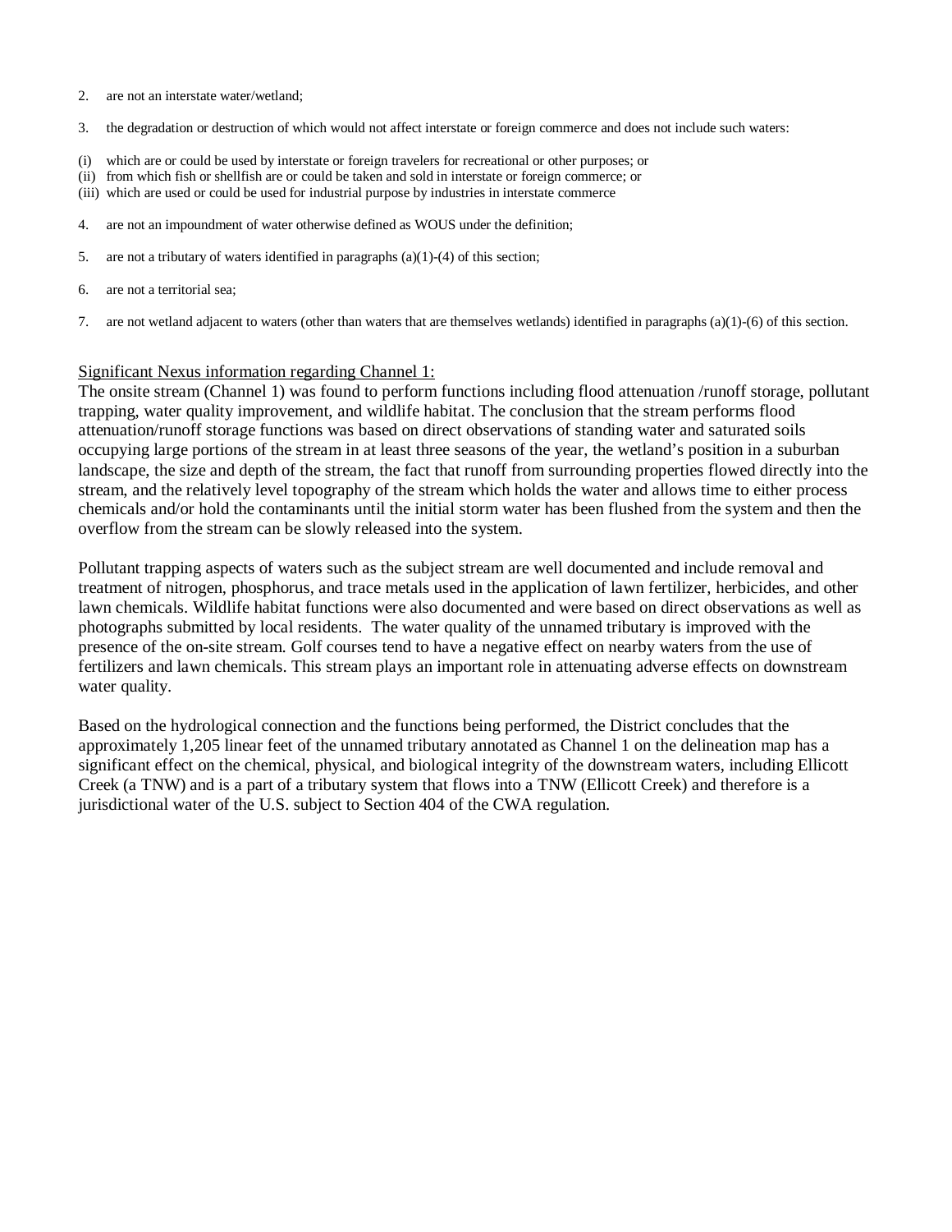2. are not an interstate water/wetland;

3. the degradation or destruction of which would not affect interstate or foreign commerce and does not include such waters:

(i) which are or could be used by interstate or foreign travelers for recreational or other purposes; or
(ii) from which fish or shellfish are or could be taken and sold in interstate or foreign commerce; or
(iii) which are used or could be used for industrial purpose by industries in interstate commerce

4. are not an impoundment of water otherwise defined as WOUS under the definition;

5. are not a tributary of waters identified in paragraphs (a)(1)-(4) of this section;

6. are not a territorial sea;

7. are not wetland adjacent to waters (other than waters that are themselves wetlands) identified in paragraphs (a)(1)-(6) of this section.

Significant Nexus information regarding Channel 1:

The onsite stream (Channel 1) was found to perform functions including flood attenuation /runoff storage, pollutant trapping, water quality improvement, and wildlife habitat. The conclusion that the stream performs flood attenuation/runoff storage functions was based on direct observations of standing water and saturated soils occupying large portions of the stream in at least three seasons of the year, the wetland's position in a suburban landscape, the size and depth of the stream, the fact that runoff from surrounding properties flowed directly into the stream, and the relatively level topography of the stream which holds the water and allows time to either process chemicals and/or hold the contaminants until the initial storm water has been flushed from the system and then the overflow from the stream can be slowly released into the system.

Pollutant trapping aspects of waters such as the subject stream are well documented and include removal and treatment of nitrogen, phosphorus, and trace metals used in the application of lawn fertilizer, herbicides, and other lawn chemicals. Wildlife habitat functions were also documented and were based on direct observations as well as photographs submitted by local residents. The water quality of the unnamed tributary is improved with the presence of the on-site stream. Golf courses tend to have a negative effect on nearby waters from the use of fertilizers and lawn chemicals. This stream plays an important role in attenuating adverse effects on downstream water quality.

Based on the hydrological connection and the functions being performed, the District concludes that the approximately 1,205 linear feet of the unnamed tributary annotated as Channel 1 on the delineation map has a significant effect on the chemical, physical, and biological integrity of the downstream waters, including Ellicott Creek (a TNW) and is a part of a tributary system that flows into a TNW (Ellicott Creek) and therefore is a jurisdictional water of the U.S. subject to Section 404 of the CWA regulation.